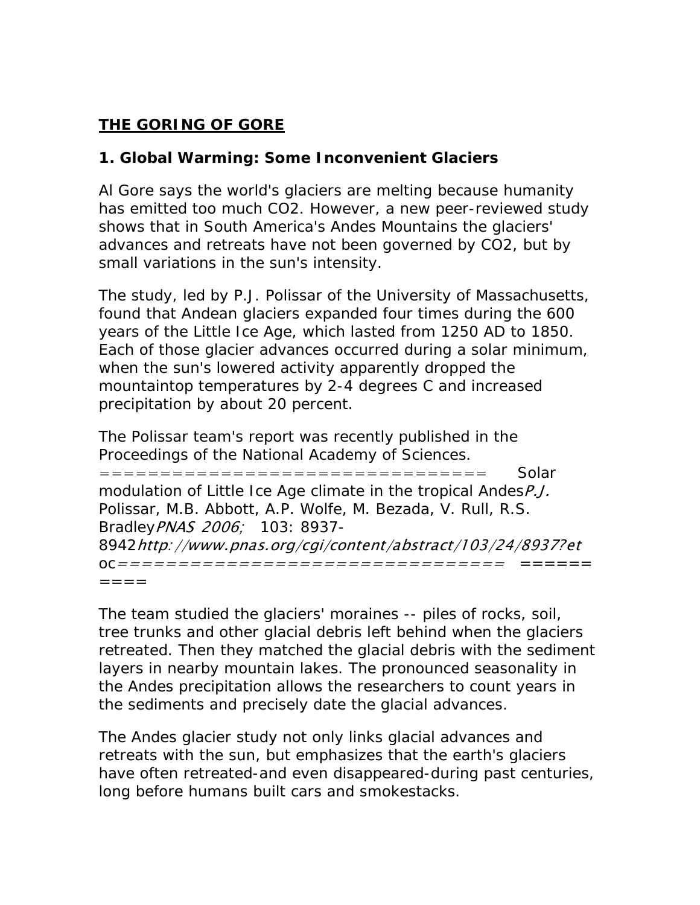**THE GORING OF GORE**

**1. Global Warming: Some Inconvenient Glaciers**

Al Gore says the world's glaciers are melting because humanity has emitted too much $CO_2$. However, a new peer-reviewed study shows that in South America's Andes Mountains the glaciers' advances and retreats have not been governed by $CO_2$, but by small variations in the sun's intensity.

The study, led by P.J. Polissar of the University of Massachusetts, found that Andean glaciers expanded four times during the 600 years of the Little Ice Age, which lasted from 1250 AD to 1850. Each of those glacier advances occurred during a solar minimum, when the sun's lowered activity apparently dropped the mountaintop temperatures by 2-4 degrees C and increased precipitation by about 20 percent.

The Polissar team's report was recently published in the Proceedings of the National Academy of Sciences.
================================ Solar modulation of Little Ice Age climate in the tropical Andes*P.J.* Polissar, M.B. Abbott, A.P. Wolfe, M. Bezada, V. Rull, R.S. Bradley*PNAS 2006;* 103: 8937-8942*http://www.pnas.org/cgi/content/abstract/103/24/8937?etoc================================* ==========

The team studied the glaciers' moraines -- piles of rocks, soil, tree trunks and other glacial debris left behind when the glaciers retreated. Then they matched the glacial debris with the sediment layers in nearby mountain lakes. The pronounced seasonality in the Andes precipitation allows the researchers to count years in the sediments and precisely date the glacial advances.

The Andes glacier study not only links glacial advances and retreats with the sun, but emphasizes that the earth's glaciers have often retreated-and even disappeared-during past centuries, long before humans built cars and smokestacks.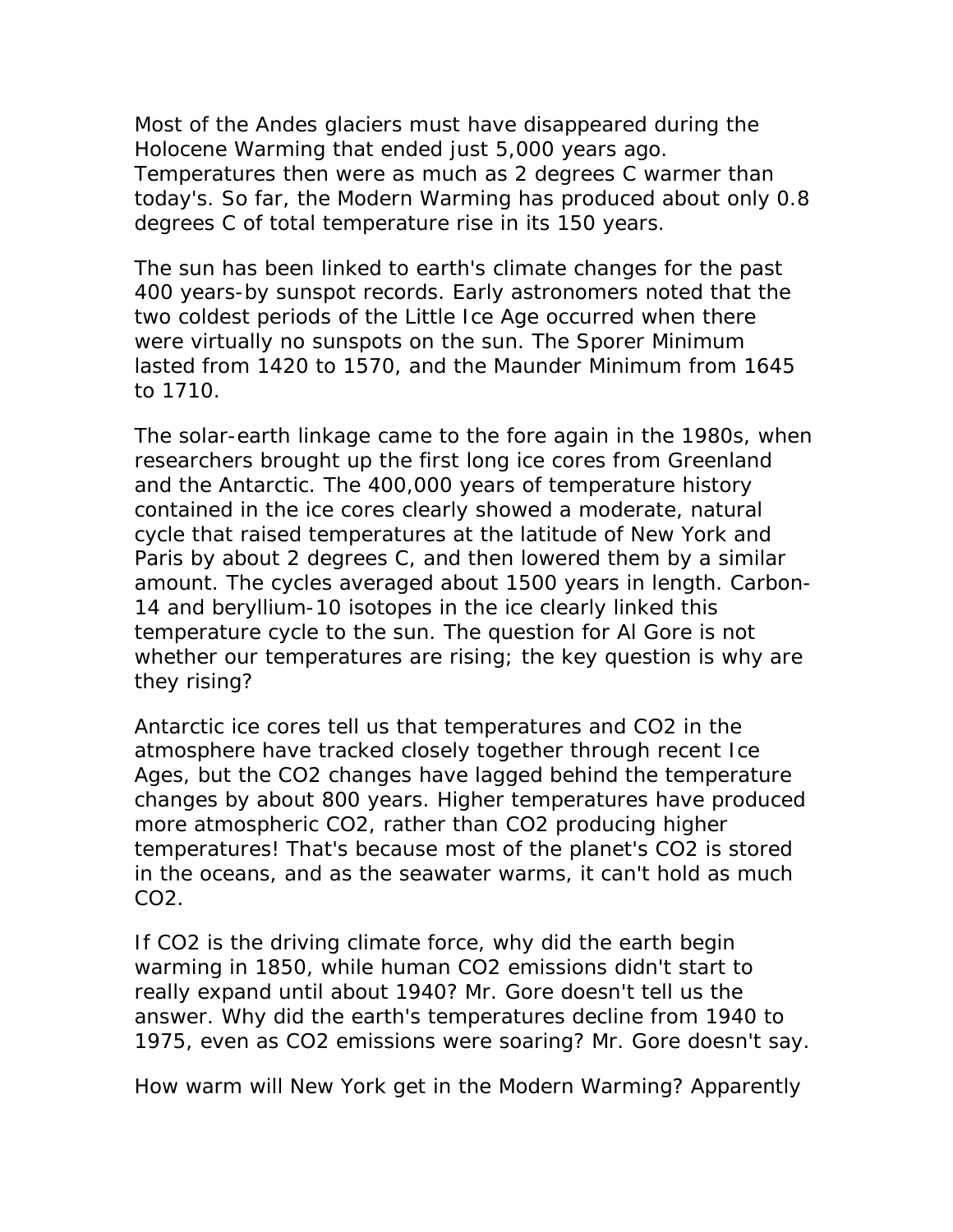Most of the Andes glaciers must have disappeared during the Holocene Warming that ended just 5,000 years ago. Temperatures then were as much as 2 degrees C warmer than today's. So far, the Modern Warming has produced about only 0.8 degrees C of total temperature rise in its 150 years.

The sun has been linked to earth's climate changes for the past 400 years-by sunspot records. Early astronomers noted that the two coldest periods of the Little Ice Age occurred when there were virtually no sunspots on the sun. The Sporer Minimum lasted from 1420 to 1570, and the Maunder Minimum from 1645 to 1710.

The solar-earth linkage came to the fore again in the 1980s, when researchers brought up the first long ice cores from Greenland and the Antarctic. The 400,000 years of temperature history contained in the ice cores clearly showed a moderate, natural cycle that raised temperatures at the latitude of New York and Paris by about 2 degrees C, and then lowered them by a similar amount. The cycles averaged about 1500 years in length. Carbon-14 and beryllium-10 isotopes in the ice clearly linked this temperature cycle to the sun. The question for Al Gore is not whether our temperatures are rising; the key question is why are they rising?

Antarctic ice cores tell us that temperatures and $CO_2$ in the atmosphere have tracked closely together through recent Ice Ages, but the $CO_2$ changes have lagged behind the temperature changes by about 800 years. Higher temperatures have produced more atmospheric $CO_2$, rather than $CO_2$ producing higher temperatures! That's because most of the planet's $CO_2$ is stored in the oceans, and as the seawater warms, it can't hold as much $CO_2$.

If $CO_2$ is the driving climate force, why did the earth begin warming in 1850, while human $CO_2$ emissions didn't start to really expand until about 1940? Mr. Gore doesn't tell us the answer. Why did the earth's temperatures decline from 1940 to 1975, even as $CO_2$ emissions were soaring? Mr. Gore doesn't say.

How warm will New York get in the Modern Warming? Apparently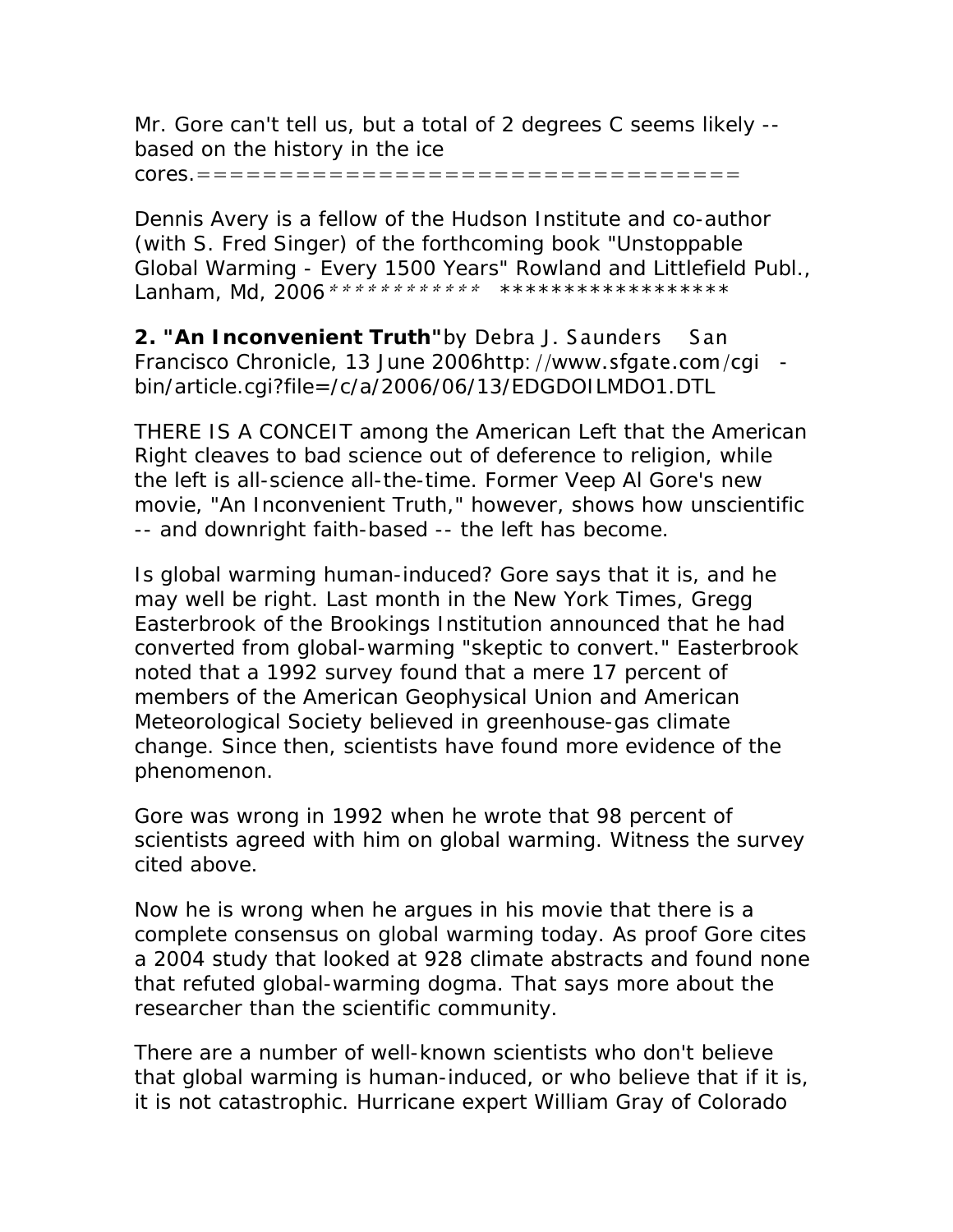Mr. Gore can't tell us, but a total of 2 degrees C seems likely -- based on the history in the ice cores.===================================

Dennis Avery is a fellow of the Hudson Institute and co-author (with S. Fred Singer) of the forthcoming book "Unstoppable Global Warming - Every 1500 Years" Rowland and Littlefield Publ., Lanham, Md, 2006************* ******************

**2. "An Inconvenient Truth"** by Debra J. Saunders San Francisco Chronicle, 13 June 2006http://www.sfgate.com/cgi-bin/article.cgi?file=/c/a/2006/06/13/EDGDOILMDO1.DTL

THERE IS A CONCEIT among the American Left that the American Right cleaves to bad science out of deference to religion, while the left is all-science all-the-time. Former Veep Al Gore's new movie, "An Inconvenient Truth," however, shows how unscientific -- and downright faith-based -- the left has become.

Is global warming human-induced? Gore says that it is, and he may well be right. Last month in the New York Times, Gregg Easterbrook of the Brookings Institution announced that he had converted from global-warming "skeptic to convert." Easterbrook noted that a 1992 survey found that a mere 17 percent of members of the American Geophysical Union and American Meteorological Society believed in greenhouse-gas climate change. Since then, scientists have found more evidence of the phenomenon.

Gore was wrong in 1992 when he wrote that 98 percent of scientists agreed with him on global warming. Witness the survey cited above.

Now he is wrong when he argues in his movie that there is a complete consensus on global warming today. As proof Gore cites a 2004 study that looked at 928 climate abstracts and found none that refuted global-warming dogma. That says more about the researcher than the scientific community.

There are a number of well-known scientists who don't believe that global warming is human-induced, or who believe that if it is, it is not catastrophic. Hurricane expert William Gray of Colorado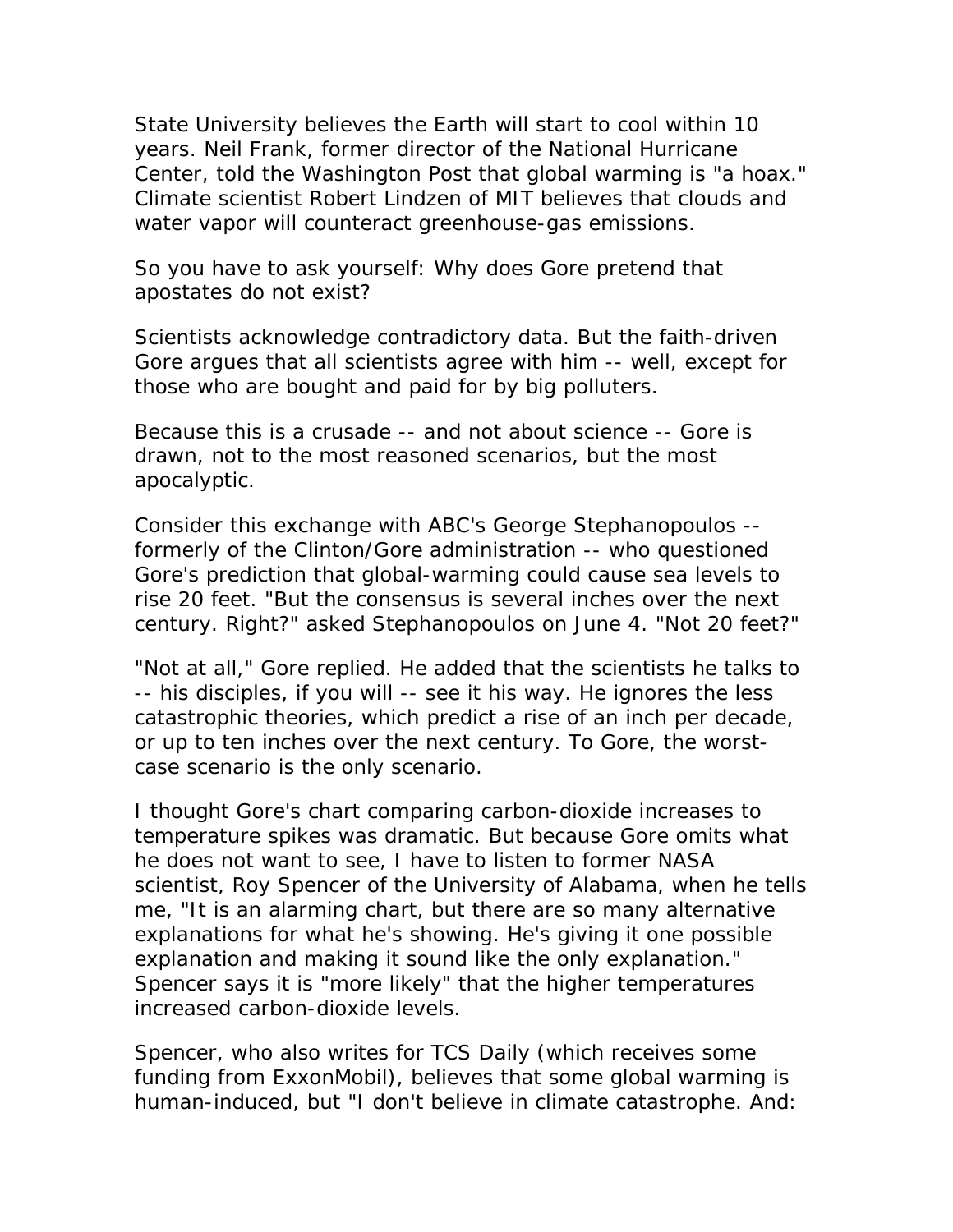State University believes the Earth will start to cool within 10 years. Neil Frank, former director of the National Hurricane Center, told the Washington Post that global warming is "a hoax." Climate scientist Robert Lindzen of MIT believes that clouds and water vapor will counteract greenhouse-gas emissions.

So you have to ask yourself: Why does Gore pretend that apostates do not exist?

Scientists acknowledge contradictory data. But the faith-driven Gore argues that all scientists agree with him -- well, except for those who are bought and paid for by big polluters.

Because this is a crusade -- and not about science -- Gore is drawn, not to the most reasoned scenarios, but the most apocalyptic.

Consider this exchange with ABC's George Stephanopoulos -- formerly of the Clinton/Gore administration -- who questioned Gore's prediction that global-warming could cause sea levels to rise 20 feet. "But the consensus is several inches over the next century. Right?" asked Stephanopoulos on June 4. "Not 20 feet?"

"Not at all," Gore replied. He added that the scientists he talks to -- his disciples, if you will -- see it his way. He ignores the less catastrophic theories, which predict a rise of an inch per decade, or up to ten inches over the next century. To Gore, the worst-case scenario is the only scenario.

I thought Gore's chart comparing carbon-dioxide increases to temperature spikes was dramatic. But because Gore omits what he does not want to see, I have to listen to former NASA scientist, Roy Spencer of the University of Alabama, when he tells me, "It is an alarming chart, but there are so many alternative explanations for what he's showing. He's giving it one possible explanation and making it sound like the only explanation." Spencer says it is "more likely" that the higher temperatures increased carbon-dioxide levels.

Spencer, who also writes for TCS Daily (which receives some funding from ExxonMobil), believes that some global warming is human-induced, but "I don't believe in climate catastrophe. And: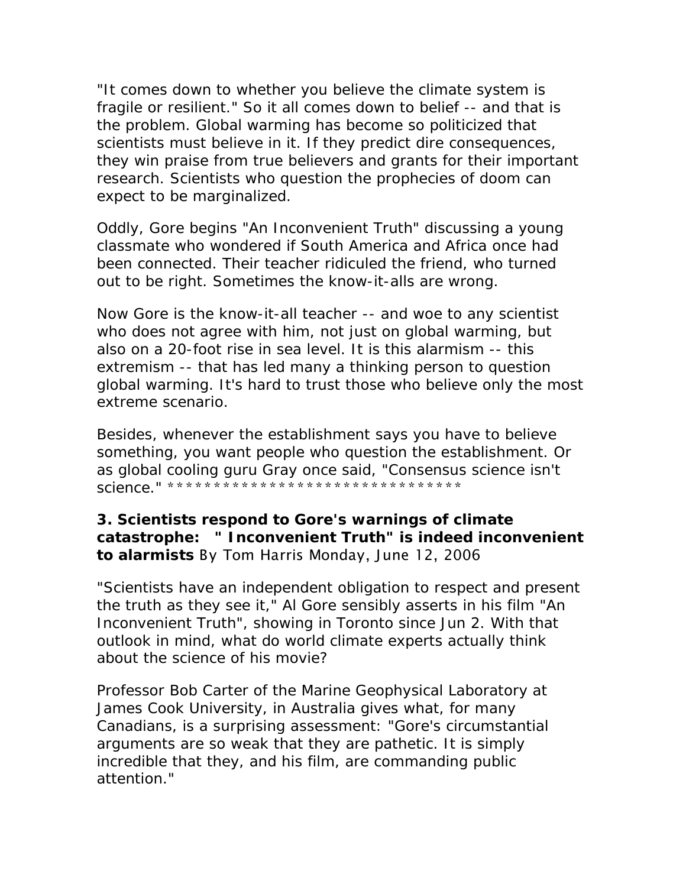"It comes down to whether you believe the climate system is fragile or resilient." So it all comes down to belief -- and that is the problem. Global warming has become so politicized that scientists must believe in it. If they predict dire consequences, they win praise from true believers and grants for their important research. Scientists who question the prophecies of doom can expect to be marginalized.

Oddly, Gore begins "An Inconvenient Truth" discussing a young classmate who wondered if South America and Africa once had been connected. Their teacher ridiculed the friend, who turned out to be right. Sometimes the know-it-alls are wrong.

Now Gore is the know-it-all teacher -- and woe to any scientist who does not agree with him, not just on global warming, but also on a 20-foot rise in sea level. It is this alarmism -- this extremism -- that has led many a thinking person to question global warming. It's hard to trust those who believe only the most extreme scenario.

Besides, whenever the establishment says you have to believe something, you want people who question the establishment. Or as global cooling guru Gray once said, "Consensus science isn't science." *********************************

**3. Scientists respond to Gore's warnings of climate catastrophe: " Inconvenient Truth" is indeed inconvenient to alarmists** By Tom Harris Monday, June 12, 2006

"Scientists have an independent obligation to respect and present the truth as they see it," Al Gore sensibly asserts in his film "An Inconvenient Truth", showing in Toronto since Jun 2. With that outlook in mind, what do world climate experts actually think about the science of his movie?

Professor Bob Carter of the Marine Geophysical Laboratory at James Cook University, in Australia gives what, for many Canadians, is a surprising assessment: "Gore's circumstantial arguments are so weak that they are pathetic. It is simply incredible that they, and his film, are commanding public attention."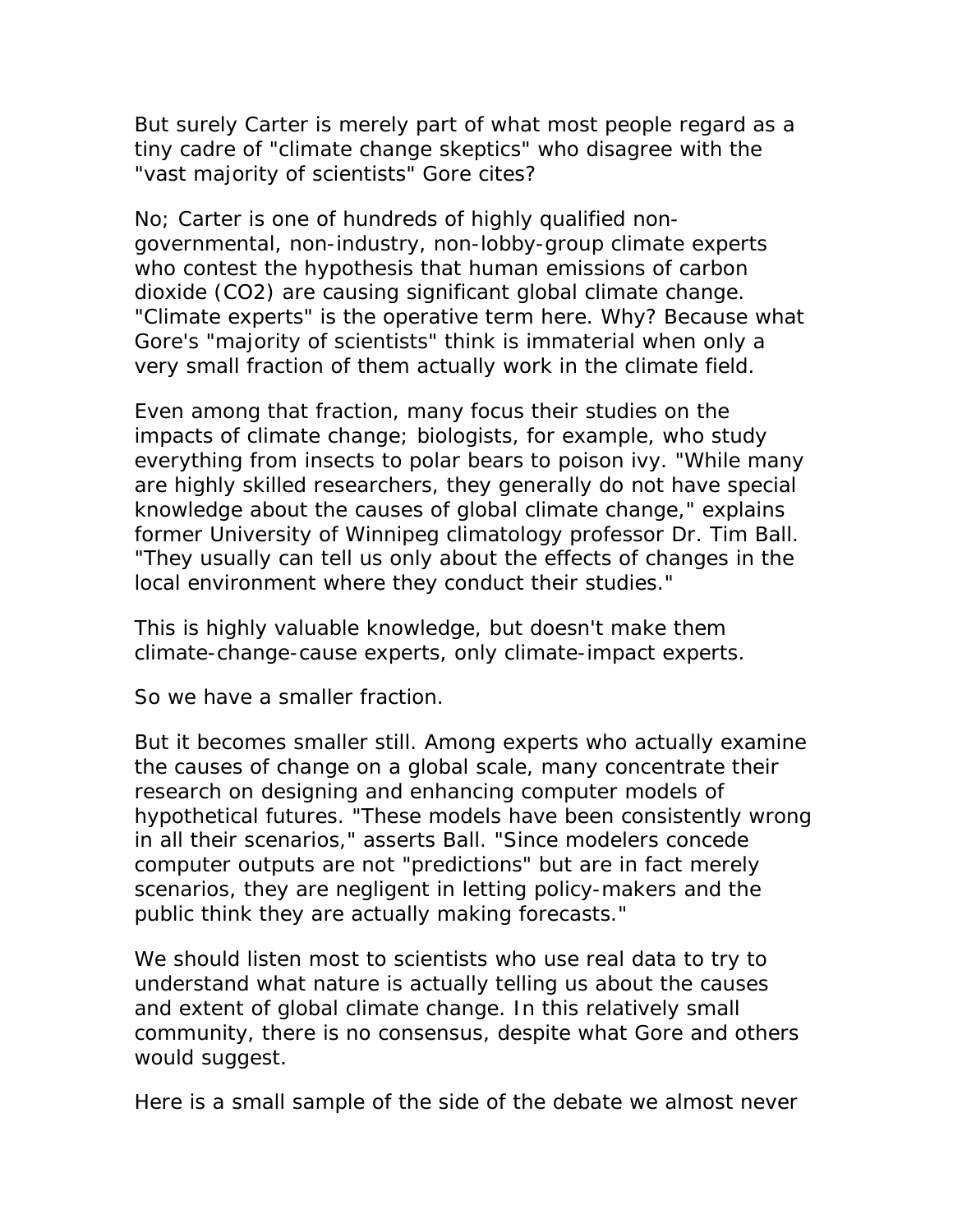But surely Carter is merely part of what most people regard as a tiny cadre of "climate change skeptics" who disagree with the "vast majority of scientists" Gore cites?

No; Carter is one of hundreds of highly qualified non-governmental, non-industry, non-lobby-group climate experts who contest the hypothesis that human emissions of carbon dioxide ($CO_2$) are causing significant global climate change. "Climate experts" is the operative term here. Why? Because what Gore's "majority of scientists" think is immaterial when only a very small fraction of them actually work in the climate field.

Even among that fraction, many focus their studies on the impacts of climate change; biologists, for example, who study everything from insects to polar bears to poison ivy. "While many are highly skilled researchers, they generally do not have special knowledge about the causes of global climate change," explains former University of Winnipeg climatology professor Dr. Tim Ball. "They usually can tell us only about the effects of changes in the local environment where they conduct their studies."

This is highly valuable knowledge, but doesn't make them climate-change-cause experts, only climate-impact experts.

So we have a smaller fraction.

But it becomes smaller still. Among experts who actually examine the causes of change on a global scale, many concentrate their research on designing and enhancing computer models of hypothetical futures. "These models have been consistently wrong in all their scenarios," asserts Ball. "Since modelers concede computer outputs are not "predictions" but are in fact merely scenarios, they are negligent in letting policy-makers and the public think they are actually making forecasts."

We should listen most to scientists who use real data to try to understand what nature is actually telling us about the causes and extent of global climate change. In this relatively small community, there is no consensus, despite what Gore and others would suggest.

Here is a small sample of the side of the debate we almost never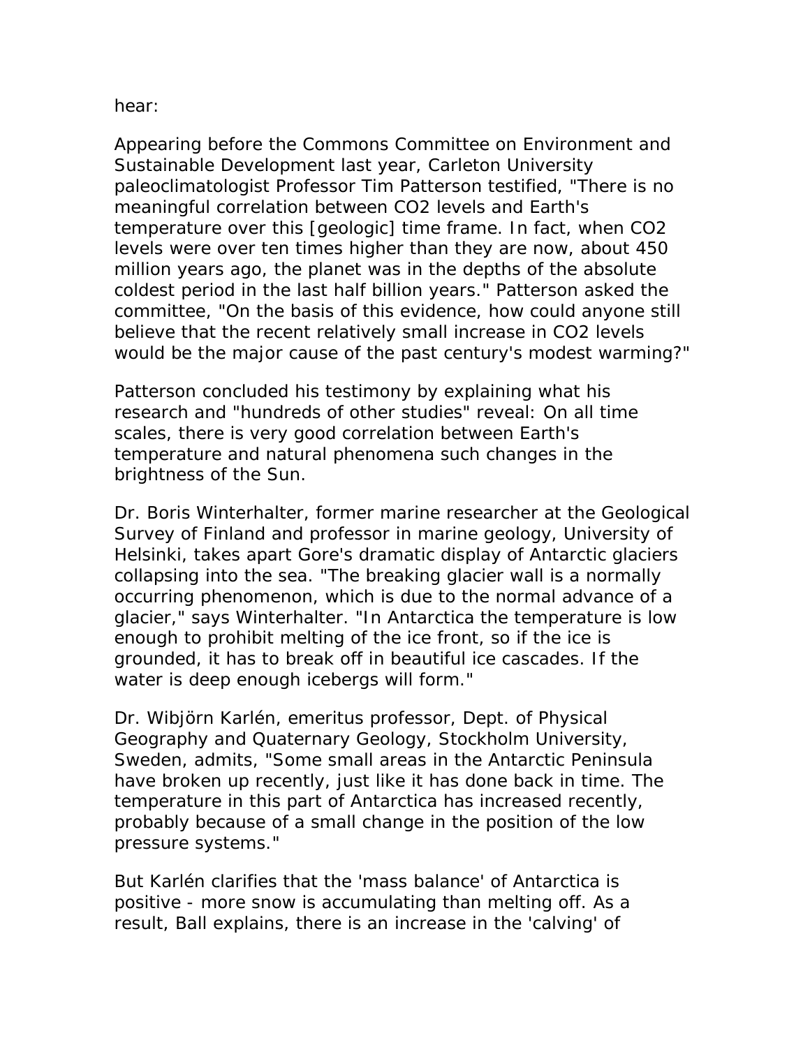hear:

Appearing before the Commons Committee on Environment and Sustainable Development last year, Carleton University paleoclimatologist Professor Tim Patterson testified, "There is no meaningful correlation between $CO_2$ levels and Earth's temperature over this [geologic] time frame. In fact, when $CO_2$ levels were over ten times higher than they are now, about 450 million years ago, the planet was in the depths of the absolute coldest period in the last half billion years." Patterson asked the committee, "On the basis of this evidence, how could anyone still believe that the recent relatively small increase in $CO_2$ levels would be the major cause of the past century's modest warming?"

Patterson concluded his testimony by explaining what his research and "hundreds of other studies" reveal: On all time scales, there is very good correlation between Earth's temperature and natural phenomena such changes in the brightness of the Sun.

Dr. Boris Winterhalter, former marine researcher at the Geological Survey of Finland and professor in marine geology, University of Helsinki, takes apart Gore's dramatic display of Antarctic glaciers collapsing into the sea. "The breaking glacier wall is a normally occurring phenomenon, which is due to the normal advance of a glacier," says Winterhalter. "In Antarctica the temperature is low enough to prohibit melting of the ice front, so if the ice is grounded, it has to break off in beautiful ice cascades. If the water is deep enough icebergs will form."

Dr. Wibjörn Karlén, emeritus professor, Dept. of Physical Geography and Quaternary Geology, Stockholm University, Sweden, admits, "Some small areas in the Antarctic Peninsula have broken up recently, just like it has done back in time. The temperature in this part of Antarctica has increased recently, probably because of a small change in the position of the low pressure systems."

But Karlén clarifies that the 'mass balance' of Antarctica is positive - more snow is accumulating than melting off. As a result, Ball explains, there is an increase in the 'calving' of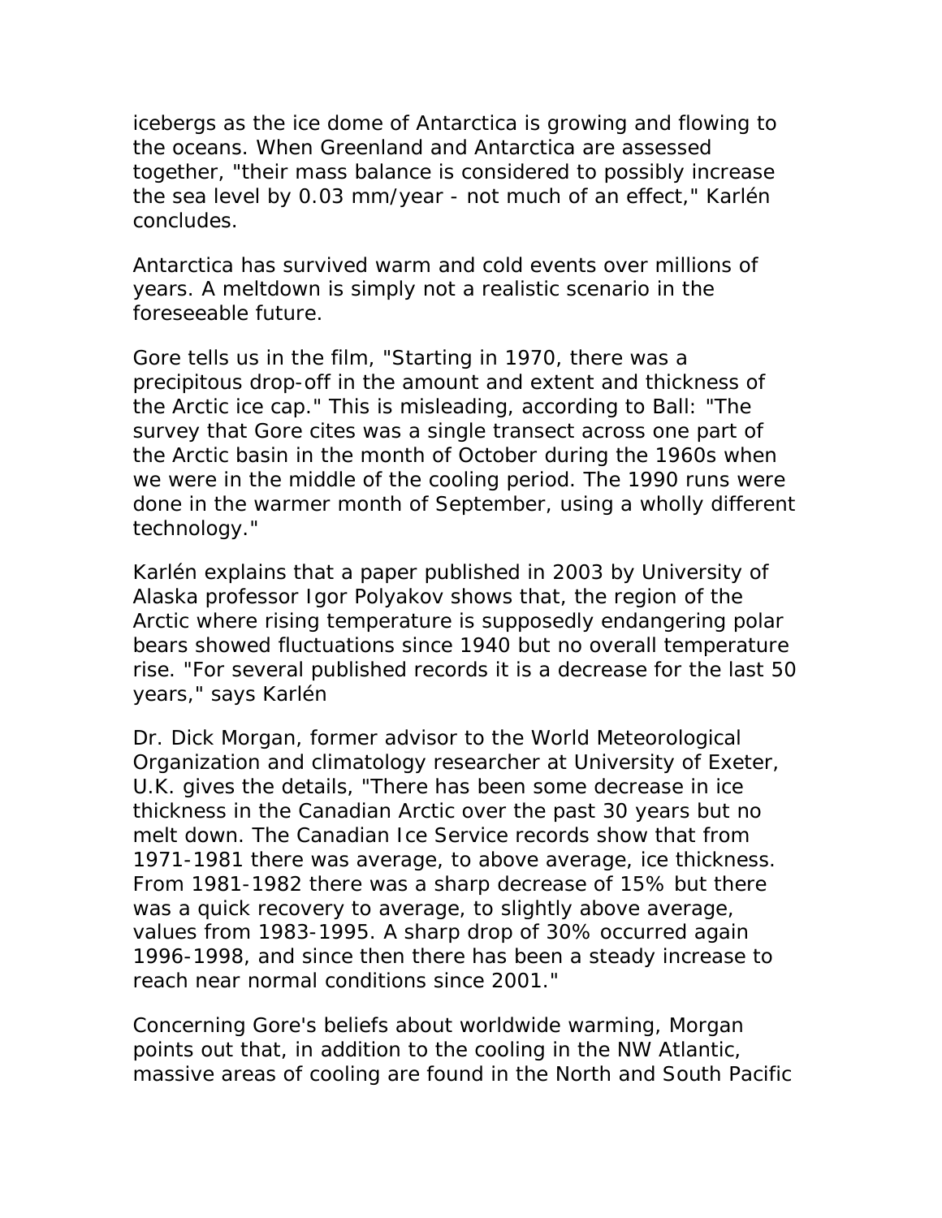icebergs as the ice dome of Antarctica is growing and flowing to the oceans. When Greenland and Antarctica are assessed together, "their mass balance is considered to possibly increase the sea level by 0.03 mm/year - not much of an effect," Karlén concludes.

Antarctica has survived warm and cold events over millions of years. A meltdown is simply not a realistic scenario in the foreseeable future.

Gore tells us in the film, "Starting in 1970, there was a precipitous drop-off in the amount and extent and thickness of the Arctic ice cap." This is misleading, according to Ball: "The survey that Gore cites was a single transect across one part of the Arctic basin in the month of October during the 1960s when we were in the middle of the cooling period. The 1990 runs were done in the warmer month of September, using a wholly different technology."

Karlén explains that a paper published in 2003 by University of Alaska professor Igor Polyakov shows that, the region of the Arctic where rising temperature is supposedly endangering polar bears showed fluctuations since 1940 but no overall temperature rise. "For several published records it is a decrease for the last 50 years," says Karlén

Dr. Dick Morgan, former advisor to the World Meteorological Organization and climatology researcher at University of Exeter, U.K. gives the details, "There has been some decrease in ice thickness in the Canadian Arctic over the past 30 years but no melt down. The Canadian Ice Service records show that from 1971-1981 there was average, to above average, ice thickness. From 1981-1982 there was a sharp decrease of 15% but there was a quick recovery to average, to slightly above average, values from 1983-1995. A sharp drop of 30% occurred again 1996-1998, and since then there has been a steady increase to reach near normal conditions since 2001."

Concerning Gore's beliefs about worldwide warming, Morgan points out that, in addition to the cooling in the NW Atlantic, massive areas of cooling are found in the North and South Pacific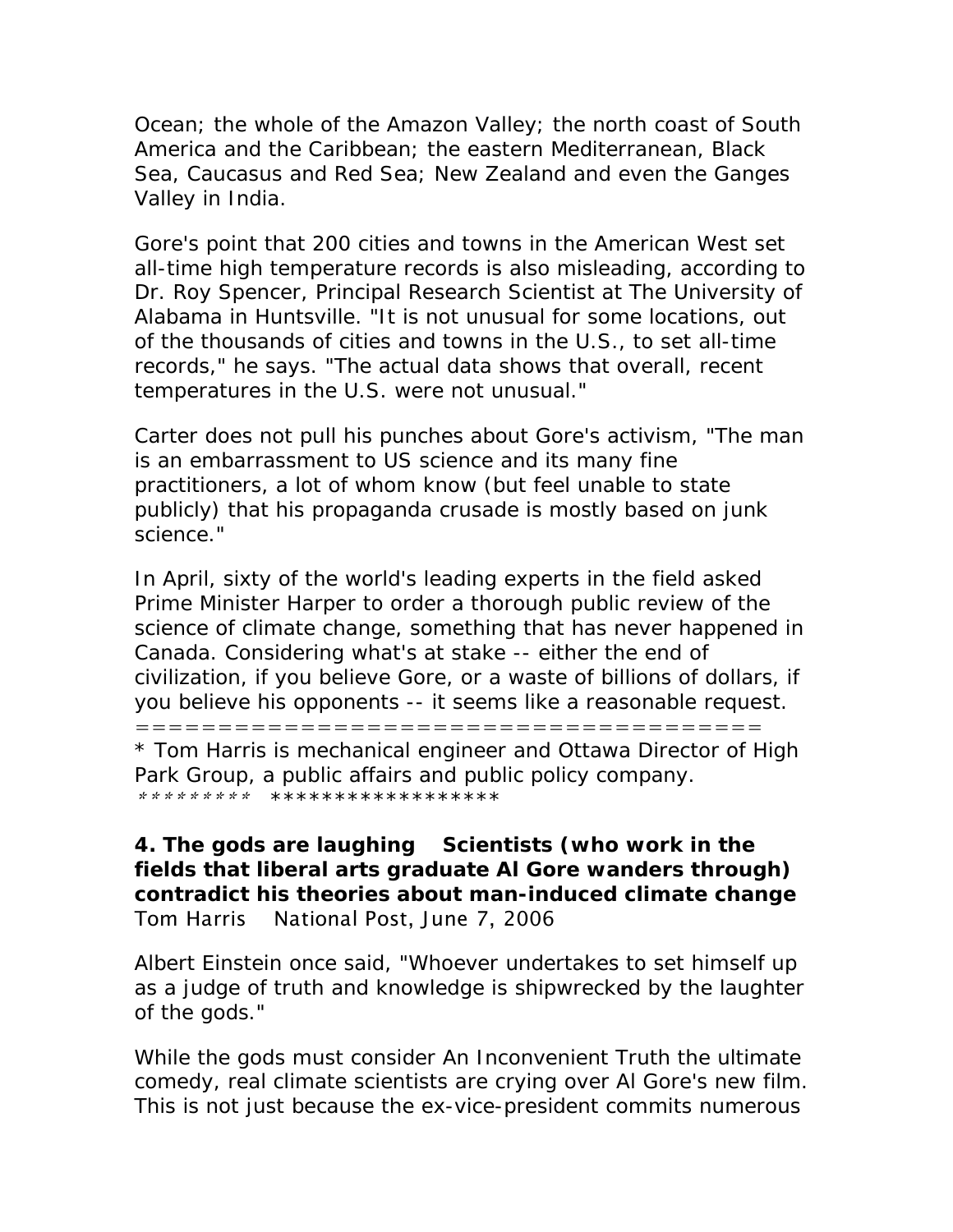Ocean; the whole of the Amazon Valley; the north coast of South America and the Caribbean; the eastern Mediterranean, Black Sea, Caucasus and Red Sea; New Zealand and even the Ganges Valley in India.

Gore's point that 200 cities and towns in the American West set all-time high temperature records is also misleading, according to Dr. Roy Spencer, Principal Research Scientist at The University of Alabama in Huntsville. "It is not unusual for some locations, out of the thousands of cities and towns in the U.S., to set all-time records," he says. "The actual data shows that overall, recent temperatures in the U.S. were not unusual."

Carter does not pull his punches about Gore's activism, "The man is an embarrassment to US science and its many fine practitioners, a lot of whom know (but feel unable to state publicly) that his propaganda crusade is mostly based on junk science."

In April, sixty of the world's leading experts in the field asked Prime Minister Harper to order a thorough public review of the science of climate change, something that has never happened in Canada. Considering what's at stake -- either the end of civilization, if you believe Gore, or a waste of billions of dollars, if you believe his opponents -- it seems like a reasonable request.

======================================

* Tom Harris is mechanical engineer and Ottawa Director of High Park Group, a public affairs and public policy company.

********* ******************

**4. The gods are laughing Scientists (who work in the fields that liberal arts graduate Al Gore wanders through) contradict his theories about man-induced climate change**
Tom Harris National Post, June 7, 2006

Albert Einstein once said, "Whoever undertakes to set himself up as a judge of truth and knowledge is shipwrecked by the laughter of the gods."

While the gods must consider An Inconvenient Truth the ultimate comedy, real climate scientists are crying over Al Gore's new film. This is not just because the ex-vice-president commits numerous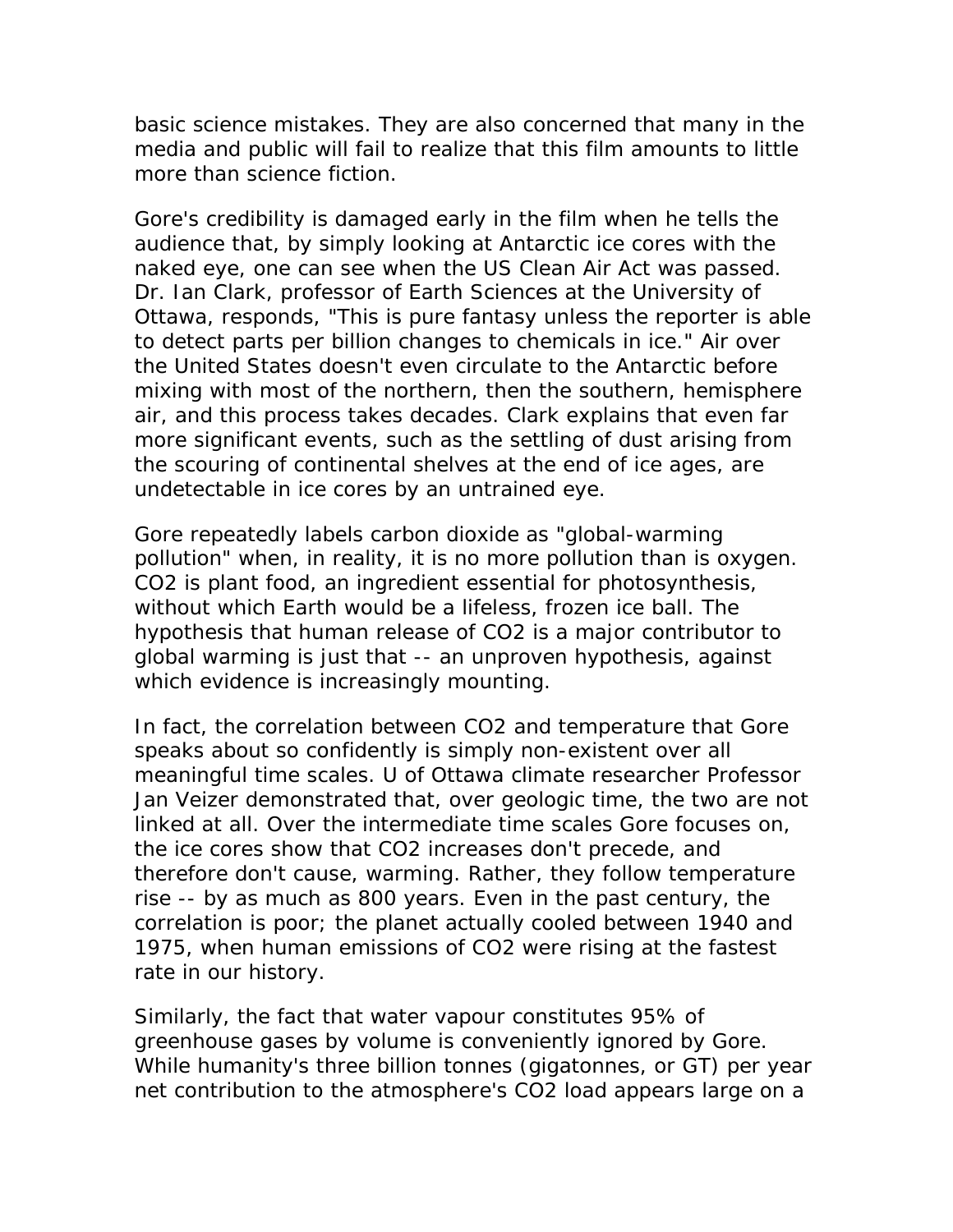basic science mistakes. They are also concerned that many in the media and public will fail to realize that this film amounts to little more than science fiction.

Gore's credibility is damaged early in the film when he tells the audience that, by simply looking at Antarctic ice cores with the naked eye, one can see when the US Clean Air Act was passed. Dr. Ian Clark, professor of Earth Sciences at the University of Ottawa, responds, "This is pure fantasy unless the reporter is able to detect parts per billion changes to chemicals in ice." Air over the United States doesn't even circulate to the Antarctic before mixing with most of the northern, then the southern, hemisphere air, and this process takes decades. Clark explains that even far more significant events, such as the settling of dust arising from the scouring of continental shelves at the end of ice ages, are undetectable in ice cores by an untrained eye.

Gore repeatedly labels carbon dioxide as "global-warming pollution" when, in reality, it is no more pollution than is oxygen. $CO_2$ is plant food, an ingredient essential for photosynthesis, without which Earth would be a lifeless, frozen ice ball. The hypothesis that human release of $CO_2$ is a major contributor to global warming is just that -- an unproven hypothesis, against which evidence is increasingly mounting.

In fact, the correlation between $CO_2$ and temperature that Gore speaks about so confidently is simply non-existent over all meaningful time scales. U of Ottawa climate researcher Professor Jan Veizer demonstrated that, over geologic time, the two are not linked at all. Over the intermediate time scales Gore focuses on, the ice cores show that $CO_2$ increases don't precede, and therefore don't cause, warming. Rather, they follow temperature rise -- by as much as 800 years. Even in the past century, the correlation is poor; the planet actually cooled between 1940 and 1975, when human emissions of $CO_2$ were rising at the fastest rate in our history.

Similarly, the fact that water vapour constitutes 95% of greenhouse gases by volume is conveniently ignored by Gore. While humanity's three billion tonnes (gigatonnes, or GT) per year net contribution to the atmosphere's $CO_2$ load appears large on a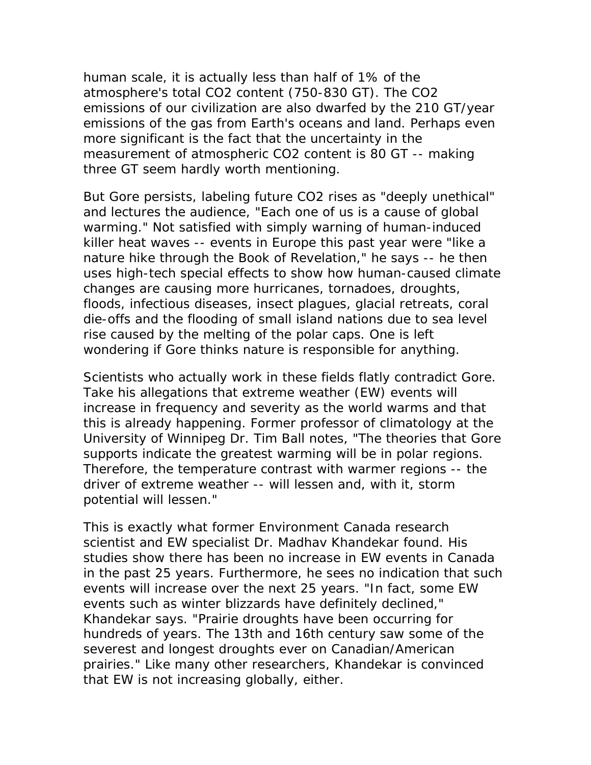human scale, it is actually less than half of 1% of the atmosphere's total $CO_2$ content (750-830 GT). The $CO_2$ emissions of our civilization are also dwarfed by the 210 GT/year emissions of the gas from Earth's oceans and land. Perhaps even more significant is the fact that the uncertainty in the measurement of atmospheric $CO_2$ content is 80 GT -- making three GT seem hardly worth mentioning.

But Gore persists, labeling future $CO_2$ rises as "deeply unethical" and lectures the audience, "Each one of us is a cause of global warming." Not satisfied with simply warning of human-induced killer heat waves -- events in Europe this past year were "like a nature hike through the Book of Revelation," he says -- he then uses high-tech special effects to show how human-caused climate changes are causing more hurricanes, tornadoes, droughts, floods, infectious diseases, insect plagues, glacial retreats, coral die-offs and the flooding of small island nations due to sea level rise caused by the melting of the polar caps. One is left wondering if Gore thinks nature is responsible for anything.

Scientists who actually work in these fields flatly contradict Gore. Take his allegations that extreme weather (EW) events will increase in frequency and severity as the world warms and that this is already happening. Former professor of climatology at the University of Winnipeg Dr. Tim Ball notes, "The theories that Gore supports indicate the greatest warming will be in polar regions. Therefore, the temperature contrast with warmer regions -- the driver of extreme weather -- will lessen and, with it, storm potential will lessen."

This is exactly what former Environment Canada research scientist and EW specialist Dr. Madhav Khandekar found. His studies show there has been no increase in EW events in Canada in the past 25 years. Furthermore, he sees no indication that such events will increase over the next 25 years. "In fact, some EW events such as winter blizzards have definitely declined," Khandekar says. "Prairie droughts have been occurring for hundreds of years. The 13th and 16th century saw some of the severest and longest droughts ever on Canadian/American prairies." Like many other researchers, Khandekar is convinced that EW is not increasing globally, either.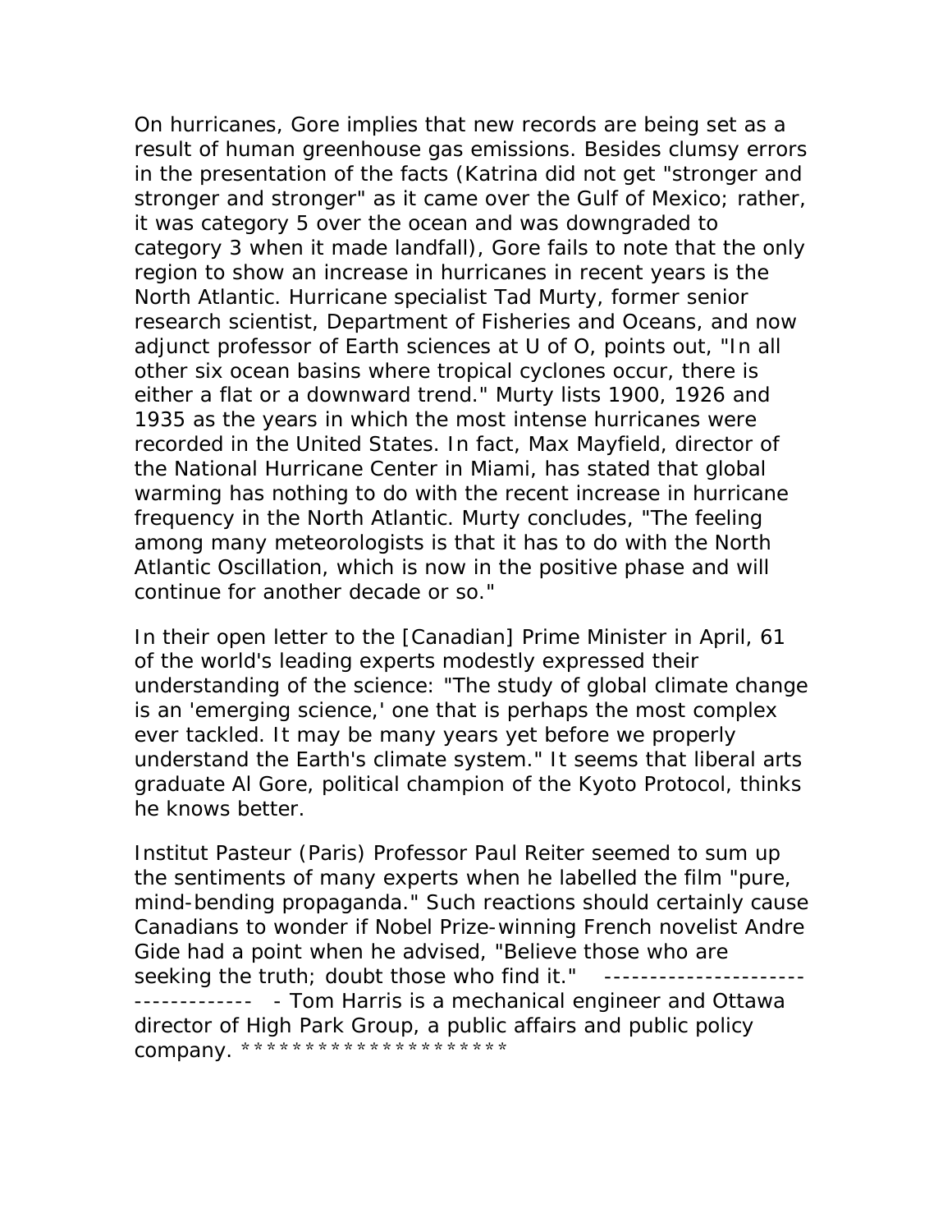On hurricanes, Gore implies that new records are being set as a result of human greenhouse gas emissions. Besides clumsy errors in the presentation of the facts (Katrina did not get "stronger and stronger and stronger" as it came over the Gulf of Mexico; rather, it was category 5 over the ocean and was downgraded to category 3 when it made landfall), Gore fails to note that the only region to show an increase in hurricanes in recent years is the North Atlantic. Hurricane specialist Tad Murty, former senior research scientist, Department of Fisheries and Oceans, and now adjunct professor of Earth sciences at U of O, points out, "In all other six ocean basins where tropical cyclones occur, there is either a flat or a downward trend." Murty lists 1900, 1926 and 1935 as the years in which the most intense hurricanes were recorded in the United States. In fact, Max Mayfield, director of the National Hurricane Center in Miami, has stated that global warming has nothing to do with the recent increase in hurricane frequency in the North Atlantic. Murty concludes, "The feeling among many meteorologists is that it has to do with the North Atlantic Oscillation, which is now in the positive phase and will continue for another decade or so."

In their open letter to the [Canadian] Prime Minister in April, 61 of the world's leading experts modestly expressed their understanding of the science: "The study of global climate change is an 'emerging science,' one that is perhaps the most complex ever tackled. It may be many years yet before we properly understand the Earth's climate system." It seems that liberal arts graduate Al Gore, political champion of the Kyoto Protocol, thinks he knows better.

Institut Pasteur (Paris) Professor Paul Reiter seemed to sum up the sentiments of many experts when he labelled the film "pure, mind-bending propaganda." Such reactions should certainly cause Canadians to wonder if Nobel Prize-winning French novelist Andre Gide had a point when he advised, "Believe those who are seeking the truth; doubt those who find it." ----------------------------------- - Tom Harris is a mechanical engineer and Ottawa director of High Park Group, a public affairs and public policy company. ********************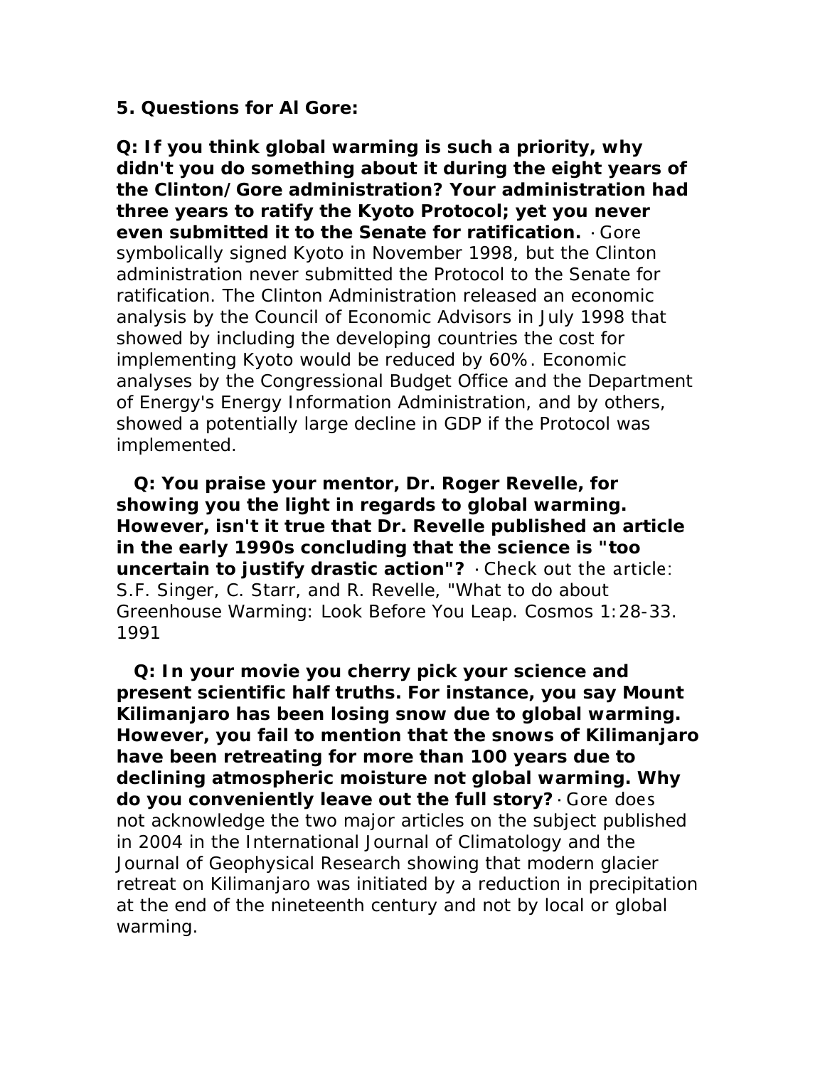**5. Questions for Al Gore:**

**Q: If you think global warming is such a priority, why didn't you do something about it during the eight years of the Clinton/Gore administration? Your administration had three years to ratify the Kyoto Protocol; yet you never even submitted it to the Senate for ratification.** · Gore symbolically signed Kyoto in November 1998, but the Clinton administration never submitted the Protocol to the Senate for ratification. The Clinton Administration released an economic analysis by the Council of Economic Advisors in July 1998 that showed by including the developing countries the cost for implementing Kyoto would be reduced by 60%. Economic analyses by the Congressional Budget Office and the Department of Energy's Energy Information Administration, and by others, showed a potentially large decline in GDP if the Protocol was implemented.

**Q: You praise your mentor, Dr. Roger Revelle, for showing you the light in regards to global warming. However, isn't it true that Dr. Revelle published an article in the early 1990s concluding that the science is "too uncertain to justify drastic action"?** · Check out the article: S.F. Singer, C. Starr, and R. Revelle, "What to do about Greenhouse Warming: Look Before You Leap. Cosmos 1:28-33. 1991

**Q: In your movie you cherry pick your science and present scientific half truths. For instance, you say Mount Kilimanjaro has been losing snow due to global warming. However, you fail to mention that the snows of Kilimanjaro have been retreating for more than 100 years due to declining atmospheric moisture not global warming. Why do you conveniently leave out the full story?** · Gore does not acknowledge the two major articles on the subject published in 2004 in the International Journal of Climatology and the Journal of Geophysical Research showing that modern glacier retreat on Kilimanjaro was initiated by a reduction in precipitation at the end of the nineteenth century and not by local or global warming.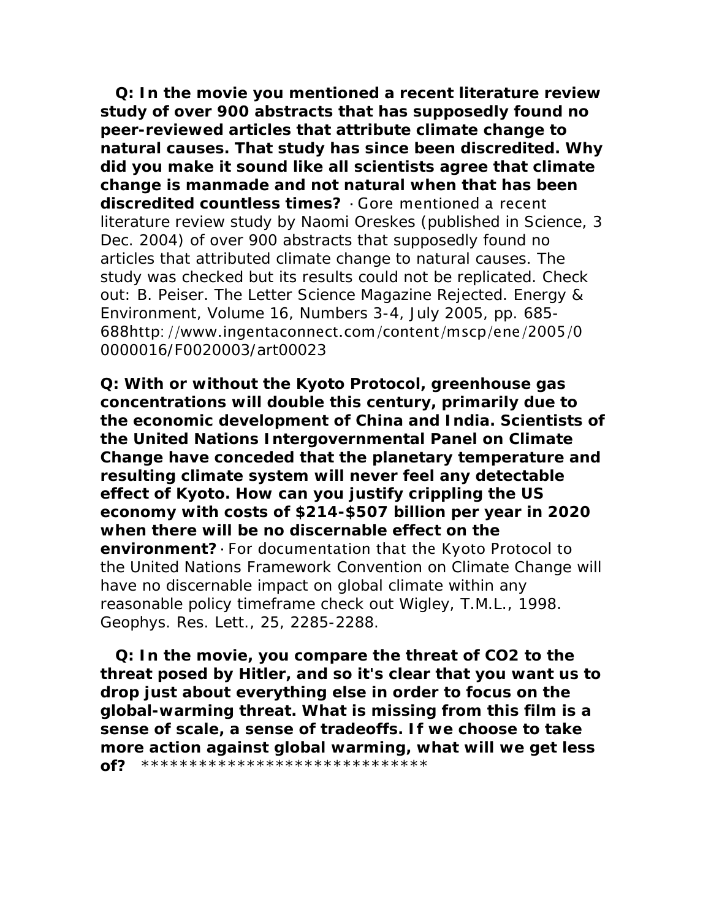**Q: In the movie you mentioned a recent literature review study of over 900 abstracts that has supposedly found no peer-reviewed articles that attribute climate change to natural causes. That study has since been discredited. Why did you make it sound like all scientists agree that climate change is manmade and not natural when that has been discredited countless times?** · Gore mentioned a recent literature review study by Naomi Oreskes (published in Science, 3 Dec. 2004) of over 900 abstracts that supposedly found no articles that attributed climate change to natural causes. The study was checked but its results could not be replicated. Check out: B. Peiser. The Letter Science Magazine Rejected. Energy & Environment, Volume 16, Numbers 3-4, July 2005, pp. 685-688http://www.ingentaconnect.com/content/mscp/ene/2005/00000016/F0020003/art00023

**Q: With or without the Kyoto Protocol, greenhouse gas concentrations will double this century, primarily due to the economic development of China and India. Scientists of the United Nations Intergovernmental Panel on Climate Change have conceded that the planetary temperature and resulting climate system will never feel any detectable effect of Kyoto. How can you justify crippling the US economy with costs of $214-$507 billion per year in 2020 when there will be no discernable effect on the environment?** · For documentation that the Kyoto Protocol to the United Nations Framework Convention on Climate Change will have no discernable impact on global climate within any reasonable policy timeframe check out Wigley, T.M.L., 1998. Geophys. Res. Lett., 25, 2285-2288.

**Q: In the movie, you compare the threat of CO2 to the threat posed by Hitler, and so it's clear that you want us to drop just about everything else in order to focus on the global-warming threat. What is missing from this film is a sense of scale, a sense of tradeoffs. If we choose to take more action against global warming, what will we get less of?** ******************************